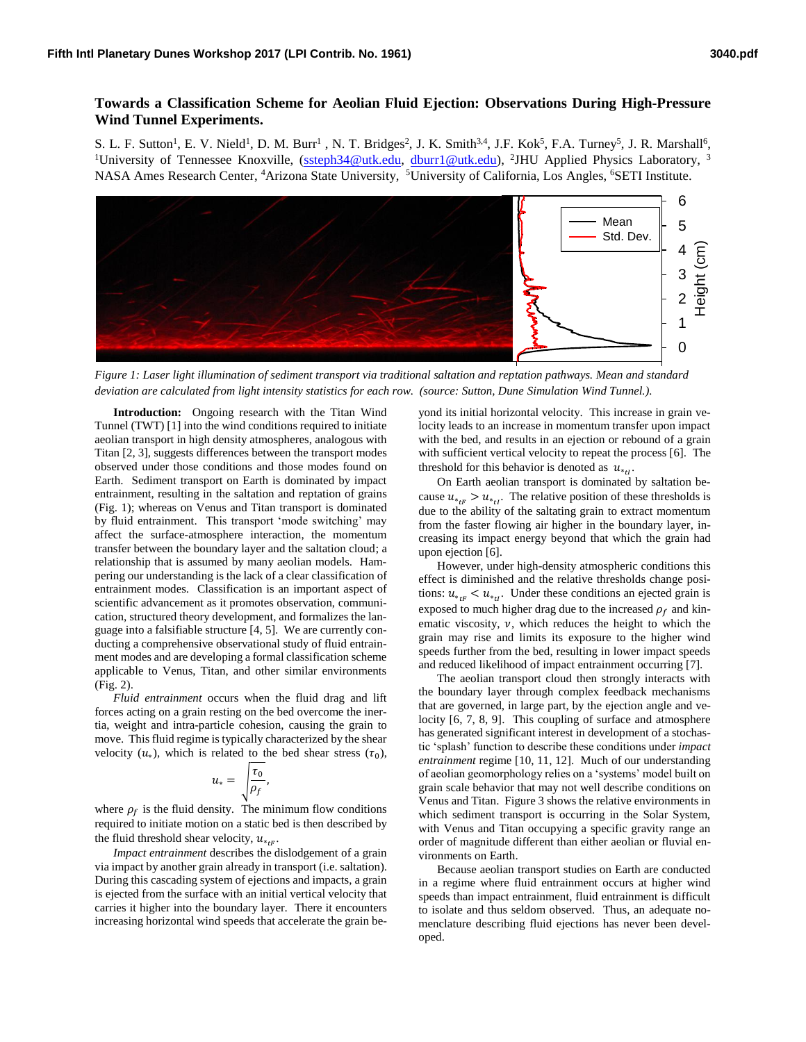# Towards a Classification Scheme for Aeolian Fluid Ejection: Observations During High-Pressure Wind Tunnel Experiments.

S. L. F. Sutton[1], E. V. Nield[1], D. M. Burr[1] , N. T. Bridges[2], J. K. Smith[3,4], J.F. Kok[5], F.A. Turney[5], J. R. Marshall[6], [1]University of Tennessee Knoxville, (ssteph34@utk.edu, dburr1@utk.edu), [2]JHU Applied Physics Laboratory, [3] NASA Ames Research Center, [4]Arizona State University, [5]University of California, Los Angeles, [6]SETI Institute.

*Figure 1: Laser light illumination of sediment transport via traditional saltation and reptation pathways. Mean and standard deviation are calculated from light intensity statistics for each row. (source: Sutton, Dune Simulation Wind Tunnel.).*

**Introduction:** Ongoing research with the Titan Wind Tunnel (TWT) [1] into the wind conditions required to initiate aeolian transport in high density atmospheres, analogous with Titan [2, 3], suggests differences between the transport modes observed under those conditions and those modes found on Earth. Sediment transport on Earth is dominated by impact entrainment, resulting in the saltation and reptation of grains (Fig. 1); whereas on Venus and Titan transport is dominated by fluid entrainment. This transport 'mode switching' may affect the surface-atmosphere interaction, the momentum transfer between the boundary layer and the saltation cloud; a relationship that is assumed by many aeolian models. Hampering our understanding is the lack of a clear classification of entrainment modes. Classification is an important aspect of scientific advancement as it promotes observation, communication, structured theory development, and formalizes the language into a falsifiable structure [4, 5]. We are currently conducting a comprehensive observational study of fluid entrainment modes and are developing a formal classification scheme applicable to Venus, Titan, and other similar environments (Fig. 2).

*Fluid entrainment* occurs when the fluid drag and lift forces acting on a grain resting on the bed overcome the inertia, weight and intra-particle cohesion, causing the grain to move. This fluid regime is typically characterized by the shear velocity ($u_*$), which is related to the bed shear stress ($\tau_0$),

$$u_* = \sqrt{\frac{\tau_0}{\rho_f}},$$

where $\rho_f$ is the fluid density. The minimum flow conditions required to initiate motion on a static bed is then described by the fluid threshold shear velocity, $u_{*tF}$.

*Impact entrainment* describes the dislodgement of a grain via impact by another grain already in transport (i.e. saltation). During this cascading system of ejections and impacts, a grain is ejected from the surface with an initial vertical velocity that carries it higher into the boundary layer. There it encounters increasing horizontal wind speeds that accelerate the grain beyond its initial horizontal velocity. This increase in grain velocity leads to an increase in momentum transfer upon impact with the bed, and results in an ejection or rebound of a grain with sufficient vertical velocity to repeat the process [6]. The threshold for this behavior is denoted as $u_{*tI}$.

On Earth aeolian transport is dominated by saltation because $u_{*tF} > u_{*tI}$. The relative position of these thresholds is due to the ability of the saltating grain to extract momentum from the faster flowing air higher in the boundary layer, increasing its impact energy beyond that which the grain had upon ejection [6].

However, under high-density atmospheric conditions this effect is diminished and the relative thresholds change positions: $u_{*tF} < u_{*tI}$. Under these conditions an ejected grain is exposed to much higher drag due to the increased $\rho_f$ and kinematic viscosity, $\nu$, which reduces the height to which the grain may rise and limits its exposure to the higher wind speeds further from the bed, resulting in lower impact speeds and reduced likelihood of impact entrainment occurring [7].

The aeolian transport cloud then strongly interacts with the boundary layer through complex feedback mechanisms that are governed, in large part, by the ejection angle and velocity [6, 7, 8, 9]. This coupling of surface and atmosphere has generated significant interest in development of a stochastic 'splash' function to describe these conditions under *impact entrainment* regime [10, 11, 12]. Much of our understanding of aeolian geomorphology relies on a 'systems' model built on grain scale behavior that may not well describe conditions on Venus and Titan. Figure 3 shows the relative environments in which sediment transport is occurring in the Solar System, with Venus and Titan occupying a specific gravity range an order of magnitude different than either aeolian or fluvial environments on Earth.

Because aeolian transport studies on Earth are conducted in a regime where fluid entrainment occurs at higher wind speeds than impact entrainment, fluid entrainment is difficult to isolate and thus seldom observed. Thus, an adequate nomenclature describing fluid ejections has never been developed.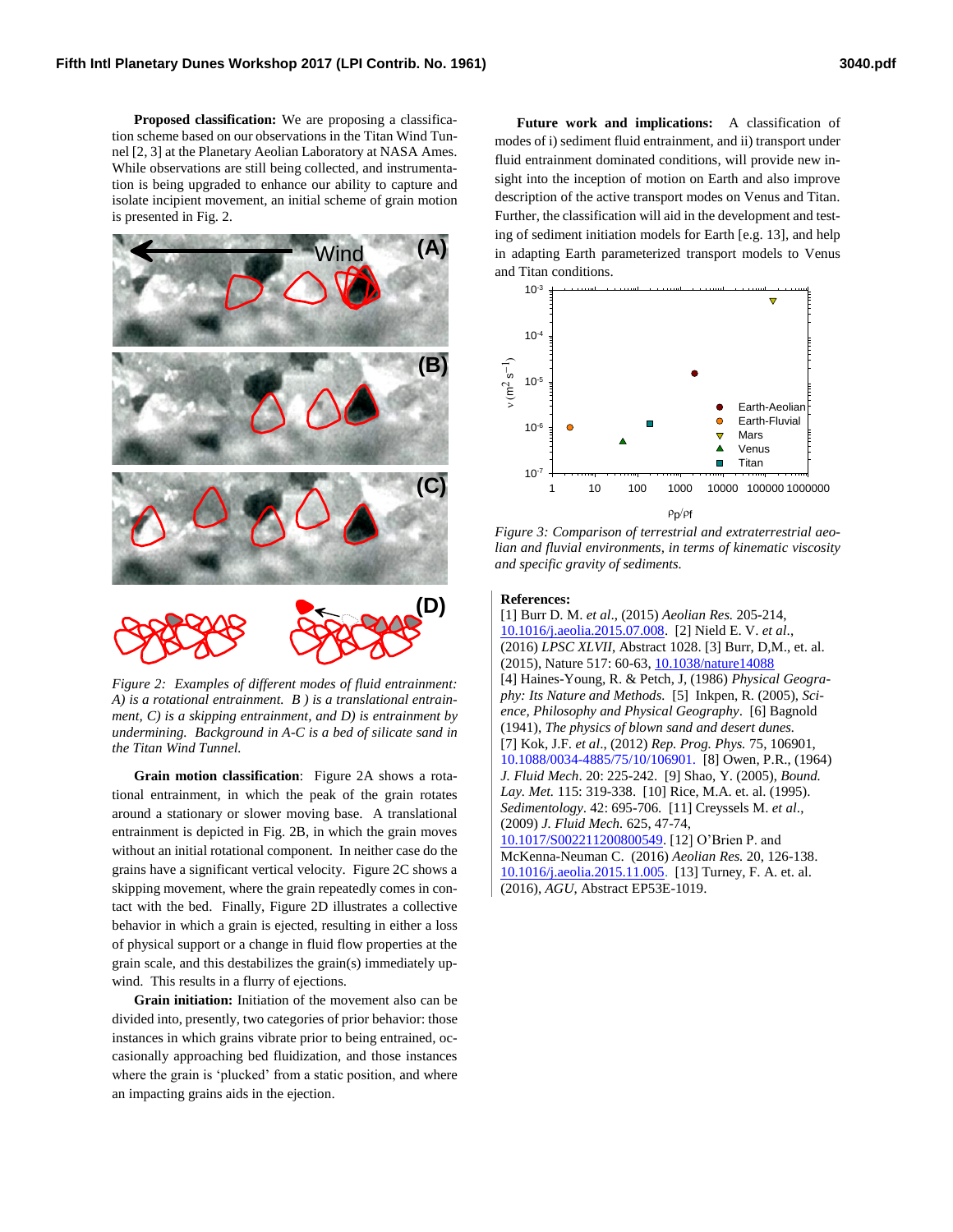**Proposed classification:** We are proposing a classification scheme based on our observations in the Titan Wind Tunnel [2, 3] at the Planetary Aeolian Laboratory at NASA Ames. While observations are still being collected, and instrumentation is being upgraded to enhance our ability to capture and isolate incipient movement, an initial scheme of grain motion is presented in Fig. 2.

Wind

(A)

(B)

(C)

(D)

*Figure 2: Examples of different modes of fluid entrainment: A) is a rotational entrainment. B ) is a translational entrainment, C) is a skipping entrainment, and D) is entrainment by undermining. Background in A-C is a bed of silicate sand in the Titan Wind Tunnel.*

**Grain motion classification**: Figure 2A shows a rotational entrainment, in which the peak of the grain rotates around a stationary or slower moving base. A translational entrainment is depicted in Fig. 2B, in which the grain moves without an initial rotational component. In neither case do the grains have a significant vertical velocity. Figure 2C shows a skipping movement, where the grain repeatedly comes in contact with the bed. Finally, Figure 2D illustrates a collective behavior in which a grain is ejected, resulting in a loss of physical support or a change in fluid flow properties at the grain scale, and this destabilizes the grain(s) immediately upwind. This results in a flurry of ejections.

**Grain initiation:** Initiation of the movement also can be divided into, presently, two categories of prior behavior: those instances in which grains vibrate prior to being entrained, occasionally approaching bed fluidization, and those instances where the grain is 'plucked' from a static position, and where an impacting grains aids in the ejection.

**Future work and implications:** A classification of modes of i) sediment fluid entrainment, and ii) transport under fluid entrainment dominated conditions, will provide new insight into the inception of motion on Earth and also improve description of the active transport modes on Venus and Titan. Further, the classification will aid in the development and testing of sediment initiation models for Earth [e.g. 13], and help in adapting Earth parameterized transport models to Venus and Titan conditions.

$10^{-3}$
$10^{-4}$
$10^{-5}$
$10^{-6}$
$10^{-7}$
$\nu$ ($m^2 s^{-1}$)
1 10 100 1000 10000 100000 1000000
$\rho_p/\rho_f$
Earth-Aeolian
Earth-Fluvial
Mars
Venus
Titan

*Figure 3: Comparison of terrestrial and extraterrestrial aeolian and fluvial environments, in terms of kinematic viscosity and specific gravity of sediments.*

**References:**
[1] Burr D. M. *et al*., (2015) *Aeolian Res.* 205-214, 10.1016/j.aeolia.2015.07.008. [2] Nield E. V. *et al*., (2016) *LPSC XLVII*, Abstract 1028. [3] Burr, D,M., et. al. (2015), Nature 517: 60-63, 10.1038/nature14088
[4] Haines-Young, R. & Petch, J, (1986) *Physical Geography: Its Nature and Methods.* [5] Inkpen, R. (2005), *Science, Philosophy and Physical Geography*. [6] Bagnold (1941), *The physics of blown sand and desert dunes.*
[7] Kok, J.F. *et al*., (2012) *Rep. Prog. Phys.* 75, 106901, 10.1088/0034-4885/75/10/106901. [8] Owen, P.R., (1964) *J. Fluid Mech*. 20: 225-242. [9] Shao, Y. (2005), *Bound. Lay. Met.* 115: 319-338. [10] Rice, M.A. et. al. (1995). *Sedimentology*. 42: 695-706. [11] Creyssels M. *et al*., (2009) *J. Fluid Mech*. 625, 47-74, 10.1017/S002211200800549. [12] O'Brien P. and McKenna-Neuman C. (2016) *Aeolian Res.* 20, 126-138. 10.1016/j.aeolia.2015.11.005. [13] Turney, F. A. et. al. (2016), *AGU*, Abstract EP53E-1019.